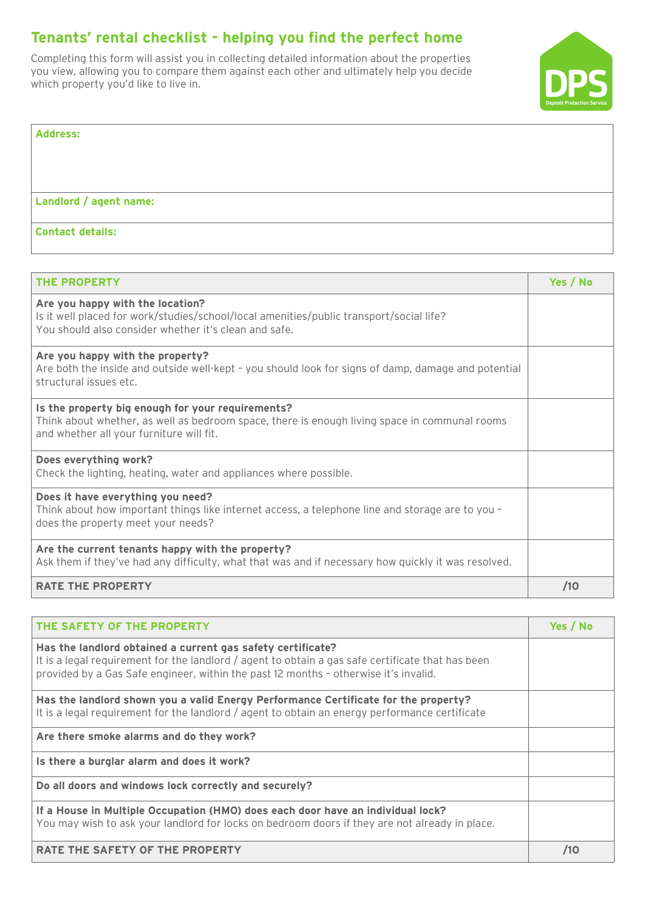# Tenants' rental checklist - helping you find the perfect home

Completing this form will assist you in collecting detailed information about the properties you view, allowing you to compare them against each other and ultimately help you decide which property you'd like to live in.

DPS Deposit Protection Service

| **Address:** |
|---|
| **Landlord / agent name:** |
| **Contact details:** |

| **THE PROPERTY** | **Yes / No** |
|---|---|
| **Are you happy with the location?** Is it well placed for work/studies/school/local amenities/public transport/social life? You should also consider whether it's clean and safe. | |
| **Are you happy with the property?** Are both the inside and outside well-kept – you should look for signs of damp, damage and potential structural issues etc. | |
| **Is the property big enough for your requirements?** Think about whether, as well as bedroom space, there is enough living space in communal rooms and whether all your furniture will fit. | |
| **Does everything work?** Check the lighting, heating, water and appliances where possible. | |
| **Does it have everything you need?** Think about how important things like internet access, a telephone line and storage are to you – does the property meet your needs? | |
| **Are the current tenants happy with the property?** Ask them if they've had any difficulty, what that was and if necessary how quickly it was resolved. | |
| **RATE THE PROPERTY** | **/10** |

| **THE SAFETY OF THE PROPERTY** | **Yes / No** |
|---|---|
| **Has the landlord obtained a current gas safety certificate?** It is a legal requirement for the landlord / agent to obtain a gas safe certificate that has been provided by a Gas Safe engineer, within the past 12 months – otherwise it's invalid. | |
| **Has the landlord shown you a valid Energy Performance Certificate for the property?** It is a legal requirement for the landlord / agent to obtain an energy performance certificate | |
| **Are there smoke alarms and do they work?** | |
| **Is there a burglar alarm and does it work?** | |
| **Do all doors and windows lock correctly and securely?** | |
| **If a House in Multiple Occupation (HMO) does each door have an individual lock?** You may wish to ask your landlord for locks on bedroom doors if they are not already in place. | |
| **RATE THE SAFETY OF THE PROPERTY** | **/10** |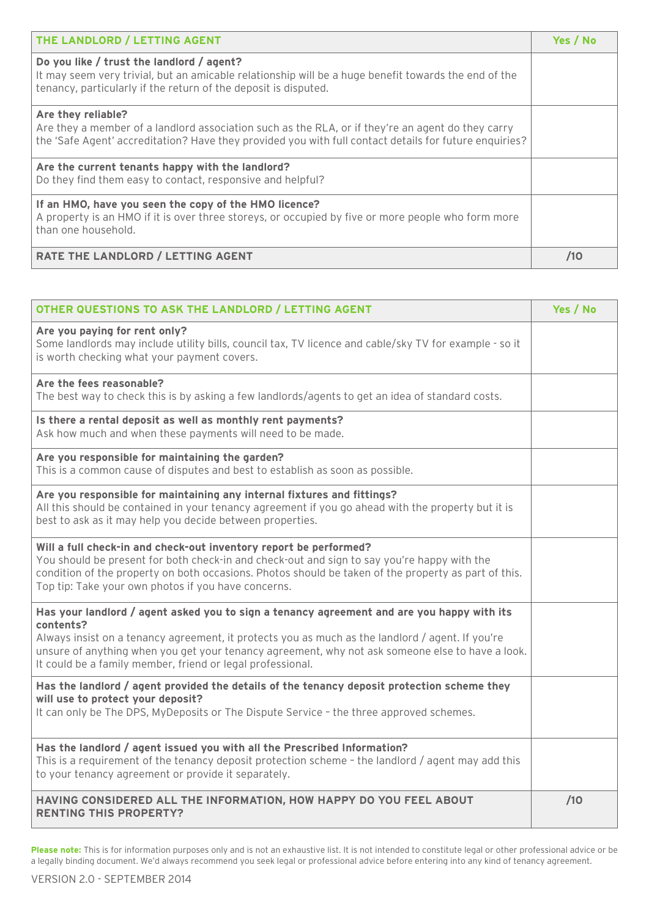| THE LANDLORD / LETTING AGENT | Yes / No |
|---|---|
| **Do you like / trust the landlord / agent?** It may seem very trivial, but an amicable relationship will be a huge benefit towards the end of the tenancy, particularly if the return of the deposit is disputed. | |
| **Are they reliable?** Are they a member of a landlord association such as the RLA, or if they're an agent do they carry the 'Safe Agent' accreditation? Have they provided you with full contact details for future enquiries? | |
| **Are the current tenants happy with the landlord?** Do they find them easy to contact, responsive and helpful? | |
| **If an HMO, have you seen the copy of the HMO licence?** A property is an HMO if it is over three storeys, or occupied by five or more people who form more than one household. | |
| **RATE THE LANDLORD / LETTING AGENT** | /10 |

| OTHER QUESTIONS TO ASK THE LANDLORD / LETTING AGENT | Yes / No |
|---|---|
| **Are you paying for rent only?** Some landlords may include utility bills, council tax, TV licence and cable/sky TV for example - so it is worth checking what your payment covers. | |
| **Are the fees reasonable?** The best way to check this is by asking a few landlords/agents to get an idea of standard costs. | |
| **Is there a rental deposit as well as monthly rent payments?** Ask how much and when these payments will need to be made. | |
| **Are you responsible for maintaining the garden?** This is a common cause of disputes and best to establish as soon as possible. | |
| **Are you responsible for maintaining any internal fixtures and fittings?** All this should be contained in your tenancy agreement if you go ahead with the property but it is best to ask as it may help you decide between properties. | |
| **Will a full check-in and check-out inventory report be performed?** You should be present for both check-in and check-out and sign to say you're happy with the condition of the property on both occasions. Photos should be taken of the property as part of this. Top tip: Take your own photos if you have concerns. | |
| **Has your landlord / agent asked you to sign a tenancy agreement and are you happy with its contents?** Always insist on a tenancy agreement, it protects you as much as the landlord / agent. If you're unsure of anything when you get your tenancy agreement, why not ask someone else to have a look. It could be a family member, friend or legal professional. | |
| **Has the landlord / agent provided the details of the tenancy deposit protection scheme they will use to protect your deposit?** It can only be The DPS, MyDeposits or The Dispute Service – the three approved schemes. | |
| **Has the landlord / agent issued you with all the Prescribed Information?** This is a requirement of the tenancy deposit protection scheme – the landlord / agent may add this to your tenancy agreement or provide it separately. | |
| **HAVING CONSIDERED ALL THE INFORMATION, HOW HAPPY DO YOU FEEL ABOUT RENTING THIS PROPERTY?** | /10 |

**Please note:** This is for information purposes only and is not an exhaustive list. It is not intended to constitute legal or other professional advice or be a legally binding document. We'd always recommend you seek legal or professional advice before entering into any kind of tenancy agreement.

VERSION 2.0 - SEPTEMBER 2014